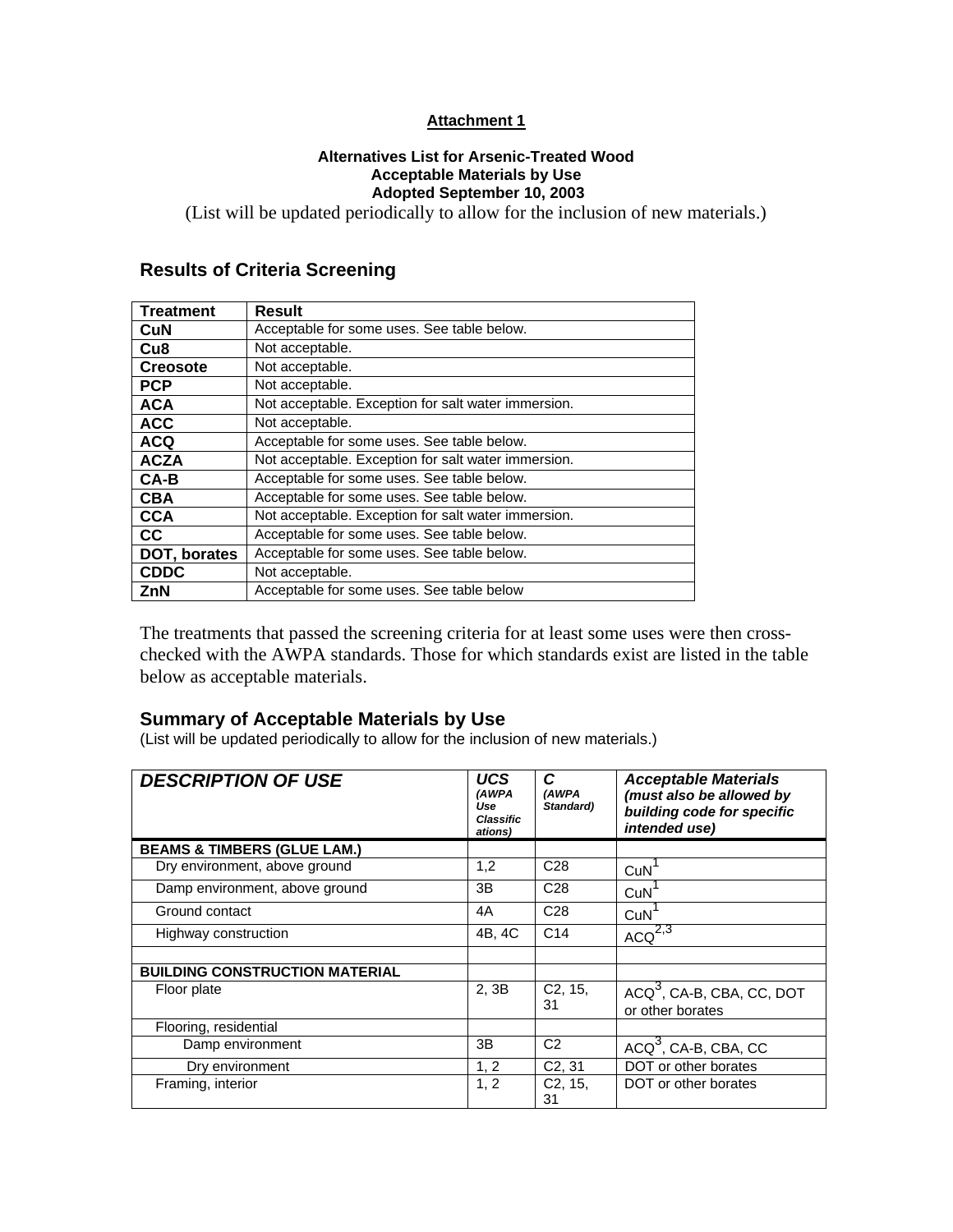**Attachment 1**

**Alternatives List for Arsenic-Treated Wood**
**Acceptable Materials by Use**
**Adopted September 10, 2003**
(List will be updated periodically to allow for the inclusion of new materials.)

## Results of Criteria Screening

| Treatment | Result |
|---|---|
| **CuN** | Acceptable for some uses. See table below. |
| **Cu8** | Not acceptable. |
| **Creosote** | Not acceptable. |
| **PCP** | Not acceptable. |
| **ACA** | Not acceptable. Exception for salt water immersion. |
| **ACC** | Not acceptable. |
| **ACQ** | Acceptable for some uses. See table below. |
| **ACZA** | Not acceptable. Exception for salt water immersion. |
| **CA-B** | Acceptable for some uses. See table below. |
| **CBA** | Acceptable for some uses. See table below. |
| **CCA** | Not acceptable. Exception for salt water immersion. |
| **CC** | Acceptable for some uses. See table below. |
| **DOT, borates** | Acceptable for some uses. See table below. |
| **CDDC** | Not acceptable. |
| **ZnN** | Acceptable for some uses. See table below |

The treatments that passed the screening criteria for at least some uses were then cross-checked with the AWPA standards. Those for which standards exist are listed in the table below as acceptable materials.

## Summary of Acceptable Materials by Use

(List will be updated periodically to allow for the inclusion of new materials.)

| ***DESCRIPTION OF USE*** | ***UCS*** *(AWPA Use Classifications)* | ***C*** *(AWPA Standard)* | ***Acceptable Materials*** *(must also be allowed by building code for specific intended use)* |
|---|---|---|---|
| **BEAMS & TIMBERS (GLUE LAM.)** | | | |
| Dry environment, above ground | 1,2 | C28 | CuN[1] |
| Damp environment, above ground | 3B | C28 | CuN[1] |
| Ground contact | 4A | C28 | CuN[1] |
| Highway construction | 4B, 4C | C14 | ACQ[2,3] |
| | | | |
| **BUILDING CONSTRUCTION MATERIAL** | | | |
| Floor plate | 2, 3B | C2, 15, 31 | ACQ[3], CA-B, CBA, CC, DOT or other borates |
| Flooring, residential | | | |
| Damp environment | 3B | C2 | ACQ[3], CA-B, CBA, CC |
| Dry environment | 1, 2 | C2, 31 | DOT or other borates |
| Framing, interior | 1, 2 | C2, 15, 31 | DOT or other borates |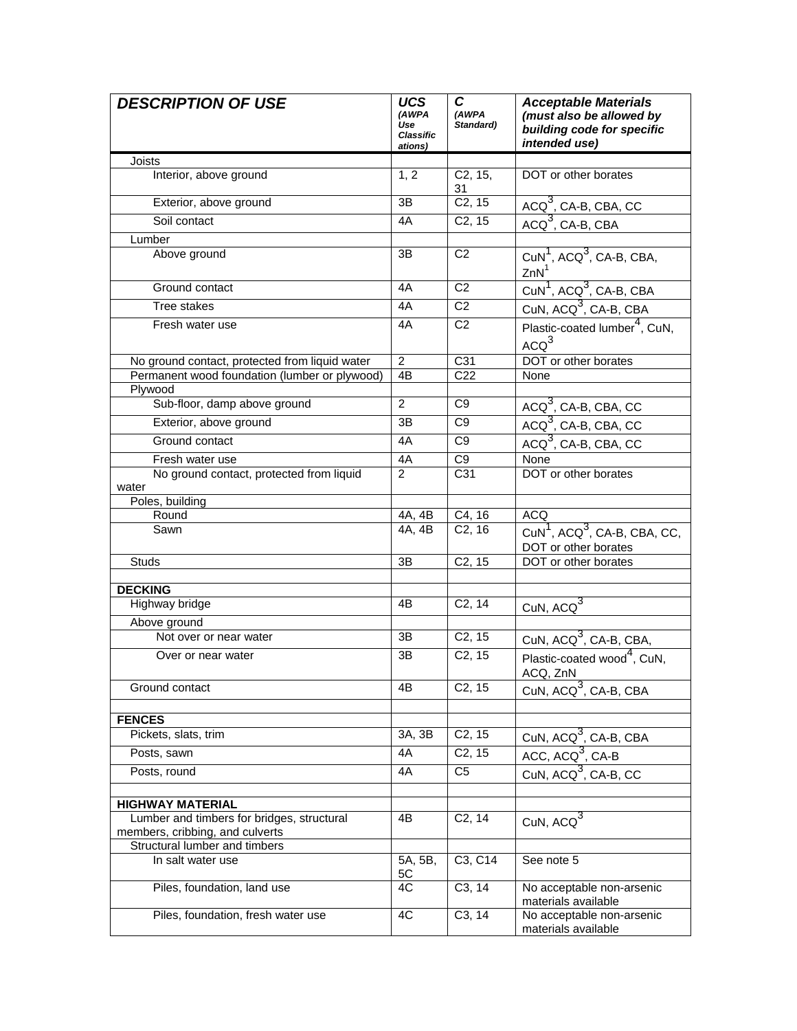| ***DESCRIPTION OF USE*** | ***UCS*** *(AWPA Use Classifications)* | ***C*** *(AWPA Standard)* | ***Acceptable Materials (must also be allowed by building code for specific intended use)*** |
|---|---|---|---|
| Joists | | | |
| Interior, above ground | 1, 2 | C2, 15, 31 | DOT or other borates |
| Exterior, above ground | 3B | C2, 15 | ACQ[3], CA-B, CBA, CC |
| Soil contact | 4A | C2, 15 | ACQ[3], CA-B, CBA |
| Lumber | | | |
| Above ground | 3B | C2 | CuN[1], ACQ[3], CA-B, CBA, ZnN[1] |
| Ground contact | 4A | C2 | CuN[1], ACQ[3], CA-B, CBA |
| Tree stakes | 4A | C2 | CuN, ACQ[3], CA-B, CBA |
| Fresh water use | 4A | C2 | Plastic-coated lumber[4], CuN, ACQ[3] |
| No ground contact, protected from liquid water | 2 | C31 | DOT or other borates |
| Permanent wood foundation (lumber or plywood) | 4B | C22 | None |
| Plywood | | | |
| Sub-floor, damp above ground | 2 | C9 | ACQ[3], CA-B, CBA, CC |
| Exterior, above ground | 3B | C9 | ACQ[3], CA-B, CBA, CC |
| Ground contact | 4A | C9 | ACQ[3], CA-B, CBA, CC |
| Fresh water use | 4A | C9 | None |
| No ground contact, protected from liquid water | 2 | C31 | DOT or other borates |
| Poles, building | | | |
| Round | 4A, 4B | C4, 16 | ACQ |
| Sawn | 4A, 4B | C2, 16 | CuN[1], ACQ[3], CA-B, CBA, CC, DOT or other borates |
| Studs | 3B | C2, 15 | DOT or other borates |
| | | | |
| **DECKING** | | | |
| Highway bridge | 4B | C2, 14 | CuN, ACQ[3] |
| Above ground | | | |
| Not over or near water | 3B | C2, 15 | CuN, ACQ[3], CA-B, CBA, |
| Over or near water | 3B | C2, 15 | Plastic-coated wood[4], CuN, ACQ, ZnN |
| Ground contact | 4B | C2, 15 | CuN, ACQ[3], CA-B, CBA |
| | | | |
| **FENCES** | | | |
| Pickets, slats, trim | 3A, 3B | C2, 15 | CuN, ACQ[3], CA-B, CBA |
| Posts, sawn | 4A | C2, 15 | ACC, ACQ[3], CA-B |
| Posts, round | 4A | C5 | CuN, ACQ[3], CA-B, CC |
| | | | |
| **HIGHWAY MATERIAL** | | | |
| Lumber and timbers for bridges, structural members, cribbing, and culverts | 4B | C2, 14 | CuN, ACQ[3] |
| Structural lumber and timbers | | | |
| In salt water use | 5A, 5B, 5C | C3, C14 | See note 5 |
| Piles, foundation, land use | 4C | C3, 14 | No acceptable non-arsenic materials available |
| Piles, foundation, fresh water use | 4C | C3, 14 | No acceptable non-arsenic materials available |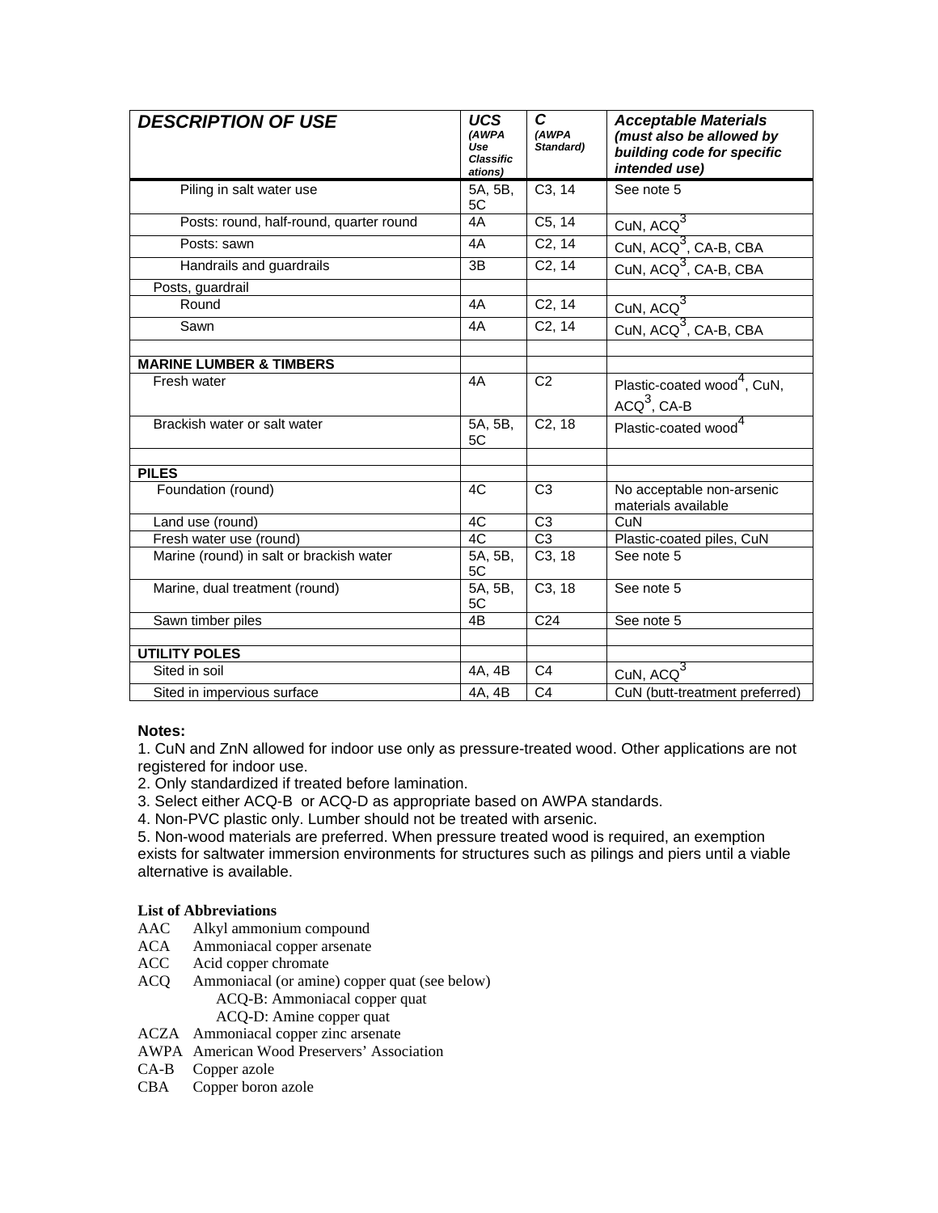| ***DESCRIPTION OF USE*** | ***UCS*** *(AWPA Use Classifications)* | ***C*** *(AWPA Standard)* | ***Acceptable Materials (must also be allowed by building code for specific intended use)*** |
|---|---|---|---|
| Piling in salt water use | 5A, 5B, 5C | C3, 14 | See note 5 |
| Posts: round, half-round, quarter round | 4A | C5, 14 | CuN, ACQ[3] |
| Posts: sawn | 4A | C2, 14 | CuN, ACQ[3], CA-B, CBA |
| Handrails and guardrails | 3B | C2, 14 | CuN, ACQ[3], CA-B, CBA |
| Posts, guardrail | | | |
| Round | 4A | C2, 14 | CuN, ACQ[3] |
| Sawn | 4A | C2, 14 | CuN, ACQ[3], CA-B, CBA |
| | | | |
| **MARINE LUMBER & TIMBERS** | | | |
| Fresh water | 4A | C2 | Plastic-coated wood[4], CuN, ACQ[3], CA-B |
| Brackish water or salt water | 5A, 5B, 5C | C2, 18 | Plastic-coated wood[4] |
| | | | |
| **PILES** | | | |
| Foundation (round) | 4C | C3 | No acceptable non-arsenic materials available |
| Land use (round) | 4C | C3 | CuN |
| Fresh water use (round) | 4C | C3 | Plastic-coated piles, CuN |
| Marine (round) in salt or brackish water | 5A, 5B, 5C | C3, 18 | See note 5 |
| Marine, dual treatment (round) | 5A, 5B, 5C | C3, 18 | See note 5 |
| Sawn timber piles | 4B | C24 | See note 5 |
| | | | |
| **UTILITY POLES** | | | |
| Sited in soil | 4A, 4B | C4 | CuN, ACQ[3] |
| Sited in impervious surface | 4A, 4B | C4 | CuN (butt-treatment preferred) |

**Notes:**

1. CuN and ZnN allowed for indoor use only as pressure-treated wood. Other applications are not registered for indoor use.
2. Only standardized if treated before lamination.
3. Select either ACQ-B or ACQ-D as appropriate based on AWPA standards.
4. Non-PVC plastic only. Lumber should not be treated with arsenic.
5. Non-wood materials are preferred. When pressure treated wood is required, an exemption exists for saltwater immersion environments for structures such as pilings and piers until a viable alternative is available.

**List of Abbreviations**

- AAC Alkyl ammonium compound
- ACA Ammoniacal copper arsenate
- ACC Acid copper chromate
- ACQ Ammoniacal (or amine) copper quat (see below)
  - ACQ-B: Ammoniacal copper quat
  - ACQ-D: Amine copper quat
- ACZA Ammoniacal copper zinc arsenate
- AWPA American Wood Preservers' Association
- CA-B Copper azole
- CBA Copper boron azole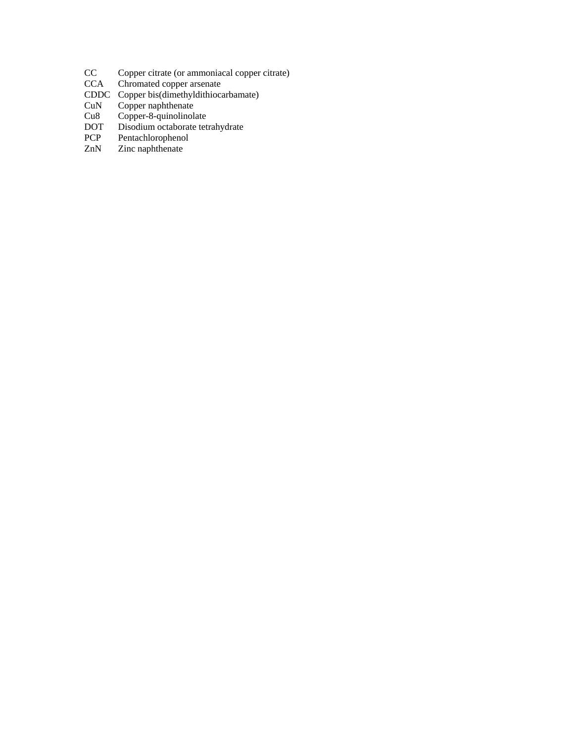| | |
|---|---|
| CC | Copper citrate (or ammoniacal copper citrate) |
| CCA | Chromated copper arsenate |
| CDDC | Copper bis(dimethyldithiocarbamate) |
| CuN | Copper naphthenate |
| Cu8 | Copper-8-quinolinolate |
| DOT | Disodium octaborate tetrahydrate |
| PCP | Pentachlorophenol |
| ZnN | Zinc naphthenate |